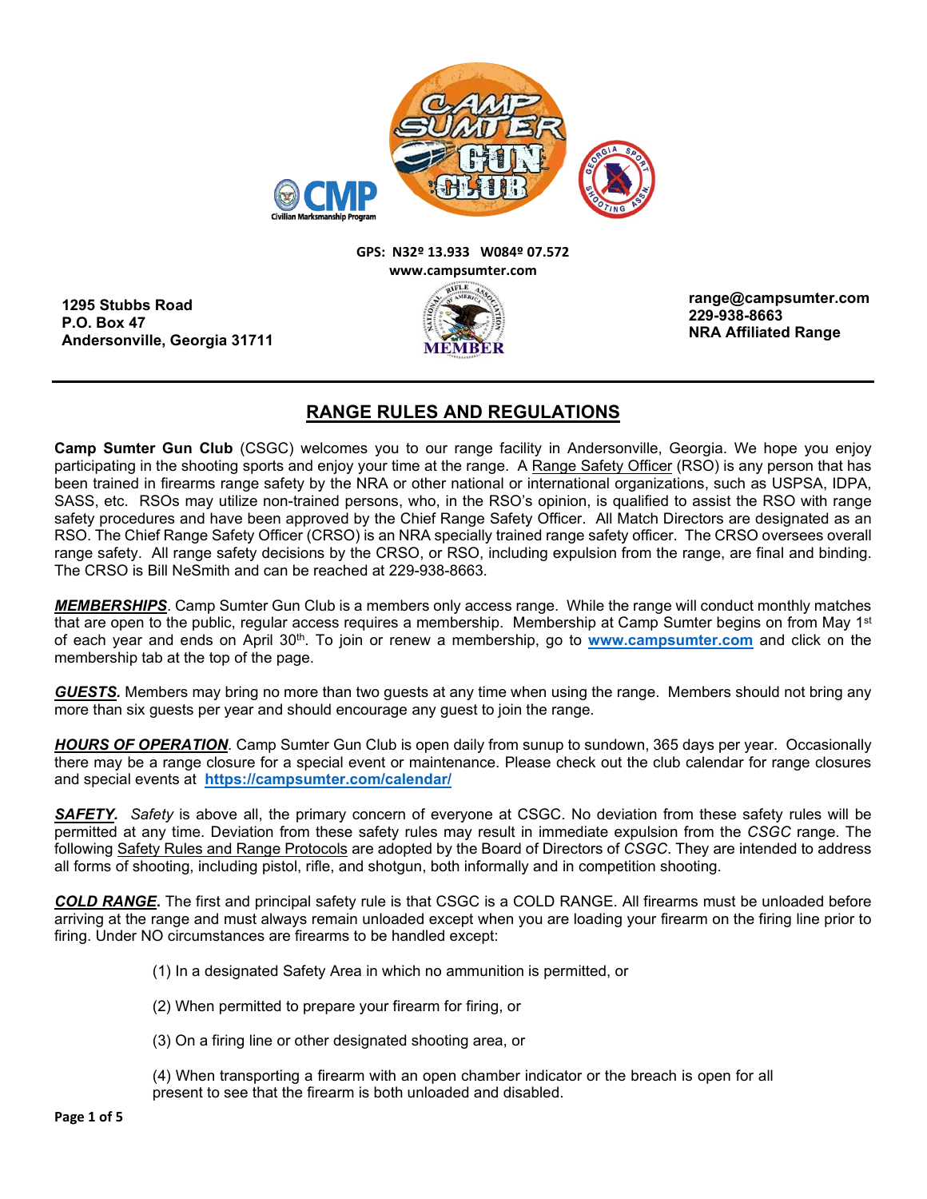GPS: N32º 13.933 W084º 07.572
www.campsumter.com

1295 Stubbs Road
P.O. Box 47
Andersonville, Georgia 31711

range@campsumter.com
229-938-8663
NRA Affiliated Range

## RANGE RULES AND REGULATIONS

**Camp Sumter Gun Club** (CSGC) welcomes you to our range facility in Andersonville, Georgia. We hope you enjoy participating in the shooting sports and enjoy your time at the range. A Range Safety Officer (RSO) is any person that has been trained in firearms range safety by the NRA or other national or international organizations, such as USPSA, IDPA, SASS, etc. RSOs may utilize non-trained persons, who, in the RSO's opinion, is qualified to assist the RSO with range safety procedures and have been approved by the Chief Range Safety Officer. All Match Directors are designated as an RSO. The Chief Range Safety Officer (CRSO) is an NRA specially trained range safety officer. The CRSO oversees overall range safety. All range safety decisions by the CRSO, or RSO, including expulsion from the range, are final and binding. The CRSO is Bill NeSmith and can be reached at 229-938-8663.

***MEMBERSHIPS***. Camp Sumter Gun Club is a members only access range. While the range will conduct monthly matches that are open to the public, regular access requires a membership. Membership at Camp Sumter begins on from May 1st of each year and ends on April 30th. To join or renew a membership, go to **www.campsumter.com** and click on the membership tab at the top of the page.

***GUESTS.*** Members may bring no more than two guests at any time when using the range. Members should not bring any more than six guests per year and should encourage any guest to join the range.

***HOURS OF OPERATION***. Camp Sumter Gun Club is open daily from sunup to sundown, 365 days per year. Occasionally there may be a range closure for a special event or maintenance. Please check out the club calendar for range closures and special events at **https://campsumter.com/calendar/**

***SAFETY.*** *Safety* is above all, the primary concern of everyone at CSGC. No deviation from these safety rules will be permitted at any time. Deviation from these safety rules may result in immediate expulsion from the *CSGC* range. The following Safety Rules and Range Protocols are adopted by the Board of Directors of *CSGC*. They are intended to address all forms of shooting, including pistol, rifle, and shotgun, both informally and in competition shooting.

***COLD RANGE***. The first and principal safety rule is that CSGC is a COLD RANGE. All firearms must be unloaded before arriving at the range and must always remain unloaded except when you are loading your firearm on the firing line prior to firing. Under NO circumstances are firearms to be handled except:

(1) In a designated Safety Area in which no ammunition is permitted, or

(2) When permitted to prepare your firearm for firing, or

(3) On a firing line or other designated shooting area, or

(4) When transporting a firearm with an open chamber indicator or the breach is open for all present to see that the firearm is both unloaded and disabled.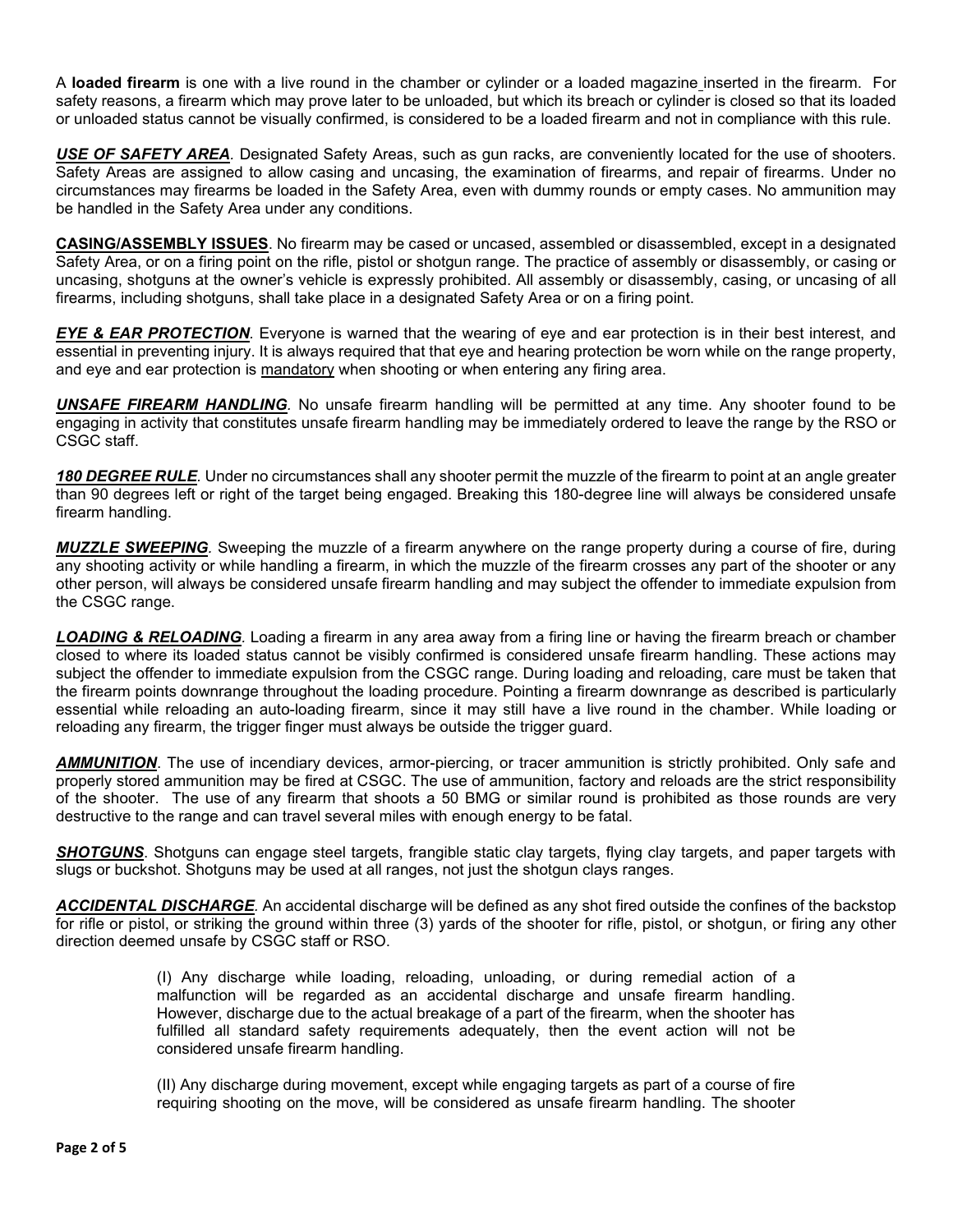A **loaded firearm** is one with a live round in the chamber or cylinder or a loaded magazine inserted in the firearm. For safety reasons, a firearm which may prove later to be unloaded, but which its breach or cylinder is closed so that its loaded or unloaded status cannot be visually confirmed, is considered to be a loaded firearm and not in compliance with this rule.

***USE OF SAFETY AREA***. Designated Safety Areas, such as gun racks, are conveniently located for the use of shooters. Safety Areas are assigned to allow casing and uncasing, the examination of firearms, and repair of firearms. Under no circumstances may firearms be loaded in the Safety Area, even with dummy rounds or empty cases. No ammunition may be handled in the Safety Area under any conditions.

**CASING/ASSEMBLY ISSUES**. No firearm may be cased or uncased, assembled or disassembled, except in a designated Safety Area, or on a firing point on the rifle, pistol or shotgun range. The practice of assembly or disassembly, or casing or uncasing, shotguns at the owner's vehicle is expressly prohibited. All assembly or disassembly, casing, or uncasing of all firearms, including shotguns, shall take place in a designated Safety Area or on a firing point.

***EYE & EAR PROTECTION***. Everyone is warned that the wearing of eye and ear protection is in their best interest, and essential in preventing injury. It is always required that that eye and hearing protection be worn while on the range property, and eye and ear protection is mandatory when shooting or when entering any firing area.

***UNSAFE FIREARM HANDLING***. No unsafe firearm handling will be permitted at any time. Any shooter found to be engaging in activity that constitutes unsafe firearm handling may be immediately ordered to leave the range by the RSO or CSGC staff.

***180 DEGREE RULE***. Under no circumstances shall any shooter permit the muzzle of the firearm to point at an angle greater than 90 degrees left or right of the target being engaged. Breaking this 180-degree line will always be considered unsafe firearm handling.

***MUZZLE SWEEPING***. Sweeping the muzzle of a firearm anywhere on the range property during a course of fire, during any shooting activity or while handling a firearm, in which the muzzle of the firearm crosses any part of the shooter or any other person, will always be considered unsafe firearm handling and may subject the offender to immediate expulsion from the CSGC range.

***LOADING & RELOADING***. Loading a firearm in any area away from a firing line or having the firearm breach or chamber closed to where its loaded status cannot be visibly confirmed is considered unsafe firearm handling. These actions may subject the offender to immediate expulsion from the CSGC range. During loading and reloading, care must be taken that the firearm points downrange throughout the loading procedure. Pointing a firearm downrange as described is particularly essential while reloading an auto-loading firearm, since it may still have a live round in the chamber. While loading or reloading any firearm, the trigger finger must always be outside the trigger guard.

***AMMUNITION***. The use of incendiary devices, armor-piercing, or tracer ammunition is strictly prohibited. Only safe and properly stored ammunition may be fired at CSGC. The use of ammunition, factory and reloads are the strict responsibility of the shooter. The use of any firearm that shoots a 50 BMG or similar round is prohibited as those rounds are very destructive to the range and can travel several miles with enough energy to be fatal.

***SHOTGUNS***. Shotguns can engage steel targets, frangible static clay targets, flying clay targets, and paper targets with slugs or buckshot. Shotguns may be used at all ranges, not just the shotgun clays ranges.

***ACCIDENTAL DISCHARGE***. An accidental discharge will be defined as any shot fired outside the confines of the backstop for rifle or pistol, or striking the ground within three (3) yards of the shooter for rifle, pistol, or shotgun, or firing any other direction deemed unsafe by CSGC staff or RSO.

> (I) Any discharge while loading, reloading, unloading, or during remedial action of a malfunction will be regarded as an accidental discharge and unsafe firearm handling. However, discharge due to the actual breakage of a part of the firearm, when the shooter has fulfilled all standard safety requirements adequately, then the event action will not be considered unsafe firearm handling.
>
> (II) Any discharge during movement, except while engaging targets as part of a course of fire requiring shooting on the move, will be considered as unsafe firearm handling. The shooter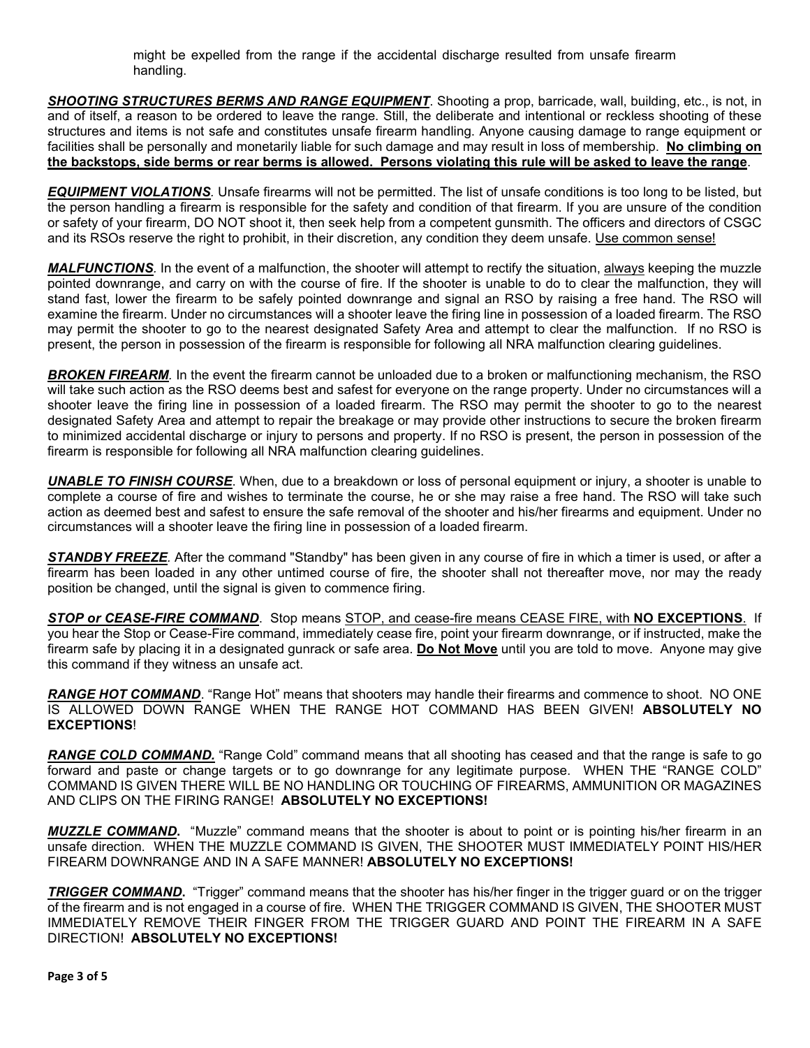might be expelled from the range if the accidental discharge resulted from unsafe firearm handling.

***SHOOTING STRUCTURES BERMS AND RANGE EQUIPMENT***. Shooting a prop, barricade, wall, building, etc., is not, in and of itself, a reason to be ordered to leave the range. Still, the deliberate and intentional or reckless shooting of these structures and items is not safe and constitutes unsafe firearm handling. Anyone causing damage to range equipment or facilities shall be personally and monetarily liable for such damage and may result in loss of membership. **No climbing on the backstops, side berms or rear berms is allowed. Persons violating this rule will be asked to leave the range**.

***EQUIPMENT VIOLATIONS***. Unsafe firearms will not be permitted. The list of unsafe conditions is too long to be listed, but the person handling a firearm is responsible for the safety and condition of that firearm. If you are unsure of the condition or safety of your firearm, DO NOT shoot it, then seek help from a competent gunsmith. The officers and directors of CSGC and its RSOs reserve the right to prohibit, in their discretion, any condition they deem unsafe. Use common sense!

***MALFUNCTIONS***. In the event of a malfunction, the shooter will attempt to rectify the situation, always keeping the muzzle pointed downrange, and carry on with the course of fire. If the shooter is unable to do to clear the malfunction, they will stand fast, lower the firearm to be safely pointed downrange and signal an RSO by raising a free hand. The RSO will examine the firearm. Under no circumstances will a shooter leave the firing line in possession of a loaded firearm. The RSO may permit the shooter to go to the nearest designated Safety Area and attempt to clear the malfunction. If no RSO is present, the person in possession of the firearm is responsible for following all NRA malfunction clearing guidelines.

***BROKEN FIREARM***. In the event the firearm cannot be unloaded due to a broken or malfunctioning mechanism, the RSO will take such action as the RSO deems best and safest for everyone on the range property. Under no circumstances will a shooter leave the firing line in possession of a loaded firearm. The RSO may permit the shooter to go to the nearest designated Safety Area and attempt to repair the breakage or may provide other instructions to secure the broken firearm to minimized accidental discharge or injury to persons and property. If no RSO is present, the person in possession of the firearm is responsible for following all NRA malfunction clearing guidelines.

***UNABLE TO FINISH COURSE***. When, due to a breakdown or loss of personal equipment or injury, a shooter is unable to complete a course of fire and wishes to terminate the course, he or she may raise a free hand. The RSO will take such action as deemed best and safest to ensure the safe removal of the shooter and his/her firearms and equipment. Under no circumstances will a shooter leave the firing line in possession of a loaded firearm.

***STANDBY FREEZE***. After the command "Standby" has been given in any course of fire in which a timer is used, or after a firearm has been loaded in any other untimed course of fire, the shooter shall not thereafter move, nor may the ready position be changed, until the signal is given to commence firing.

***STOP or CEASE-FIRE COMMAND***. Stop means STOP, and cease-fire means CEASE FIRE, with **NO EXCEPTIONS**. If you hear the Stop or Cease-Fire command, immediately cease fire, point your firearm downrange, or if instructed, make the firearm safe by placing it in a designated gunrack or safe area. **Do Not Move** until you are told to move. Anyone may give this command if they witness an unsafe act.

***RANGE HOT COMMAND***. "Range Hot" means that shooters may handle their firearms and commence to shoot. NO ONE IS ALLOWED DOWN RANGE WHEN THE RANGE HOT COMMAND HAS BEEN GIVEN! **ABSOLUTELY NO EXCEPTIONS**!

***RANGE COLD COMMAND.*** "Range Cold" command means that all shooting has ceased and that the range is safe to go forward and paste or change targets or to go downrange for any legitimate purpose. WHEN THE "RANGE COLD" COMMAND IS GIVEN THERE WILL BE NO HANDLING OR TOUCHING OF FIREARMS, AMMUNITION OR MAGAZINES AND CLIPS ON THE FIRING RANGE! **ABSOLUTELY NO EXCEPTIONS!**

***MUZZLE COMMAND*****.** "Muzzle" command means that the shooter is about to point or is pointing his/her firearm in an unsafe direction. WHEN THE MUZZLE COMMAND IS GIVEN, THE SHOOTER MUST IMMEDIATELY POINT HIS/HER FIREARM DOWNRANGE AND IN A SAFE MANNER! **ABSOLUTELY NO EXCEPTIONS!**

***TRIGGER COMMAND*****.** "Trigger" command means that the shooter has his/her finger in the trigger guard or on the trigger of the firearm and is not engaged in a course of fire. WHEN THE TRIGGER COMMAND IS GIVEN, THE SHOOTER MUST IMMEDIATELY REMOVE THEIR FINGER FROM THE TRIGGER GUARD AND POINT THE FIREARM IN A SAFE DIRECTION! **ABSOLUTELY NO EXCEPTIONS!**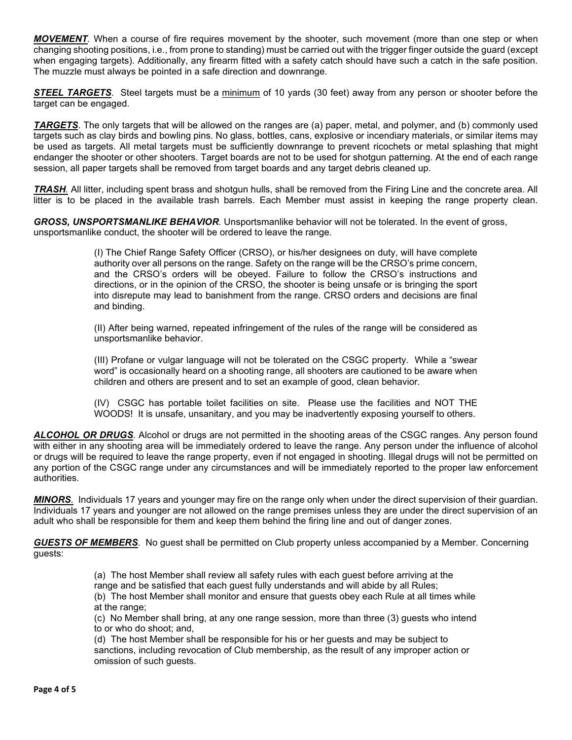***MOVEMENT***. When a course of fire requires movement by the shooter, such movement (more than one step or when changing shooting positions, i.e., from prone to standing) must be carried out with the trigger finger outside the guard (except when engaging targets). Additionally, any firearm fitted with a safety catch should have such a catch in the safe position. The muzzle must always be pointed in a safe direction and downrange.

***STEEL TARGETS***. Steel targets must be a minimum of 10 yards (30 feet) away from any person or shooter before the target can be engaged.

***TARGETS***. The only targets that will be allowed on the ranges are (a) paper, metal, and polymer, and (b) commonly used targets such as clay birds and bowling pins. No glass, bottles, cans, explosive or incendiary materials, or similar items may be used as targets. All metal targets must be sufficiently downrange to prevent ricochets or metal splashing that might endanger the shooter or other shooters. Target boards are not to be used for shotgun patterning. At the end of each range session, all paper targets shall be removed from target boards and any target debris cleaned up.

***TRASH***. All litter, including spent brass and shotgun hulls, shall be removed from the Firing Line and the concrete area. All litter is to be placed in the available trash barrels. Each Member must assist in keeping the range property clean.

***GROSS, UNSPORTSMANLIKE BEHAVIOR***. Unsportsmanlike behavior will not be tolerated. In the event of gross, unsportsmanlike conduct, the shooter will be ordered to leave the range.

> (I) The Chief Range Safety Officer (CRSO), or his/her designees on duty, will have complete authority over all persons on the range. Safety on the range will be the CRSO's prime concern, and the CRSO's orders will be obeyed. Failure to follow the CRSO's instructions and directions, or in the opinion of the CRSO, the shooter is being unsafe or is bringing the sport into disrepute may lead to banishment from the range. CRSO orders and decisions are final and binding.
>
> (II) After being warned, repeated infringement of the rules of the range will be considered as unsportsmanlike behavior.
>
> (III) Profane or vulgar language will not be tolerated on the CSGC property. While a "swear word" is occasionally heard on a shooting range, all shooters are cautioned to be aware when children and others are present and to set an example of good, clean behavior.
>
> (IV) CSGC has portable toilet facilities on site. Please use the facilities and NOT THE WOODS! It is unsafe, unsanitary, and you may be inadvertently exposing yourself to others.

***ALCOHOL OR DRUGS***. Alcohol or drugs are not permitted in the shooting areas of the CSGC ranges. Any person found with either in any shooting area will be immediately ordered to leave the range. Any person under the influence of alcohol or drugs will be required to leave the range property, even if not engaged in shooting. Illegal drugs will not be permitted on any portion of the CSGC range under any circumstances and will be immediately reported to the proper law enforcement authorities.

***MINORS***. Individuals 17 years and younger may fire on the range only when under the direct supervision of their guardian. Individuals 17 years and younger are not allowed on the range premises unless they are under the direct supervision of an adult who shall be responsible for them and keep them behind the firing line and out of danger zones.

***GUESTS OF MEMBERS***. No guest shall be permitted on Club property unless accompanied by a Member. Concerning guests:

> (a) The host Member shall review all safety rules with each guest before arriving at the range and be satisfied that each guest fully understands and will abide by all Rules;
> (b) The host Member shall monitor and ensure that guests obey each Rule at all times while at the range;
> (c) No Member shall bring, at any one range session, more than three (3) guests who intend to or who do shoot; and,
> (d) The host Member shall be responsible for his or her guests and may be subject to sanctions, including revocation of Club membership, as the result of any improper action or omission of such guests.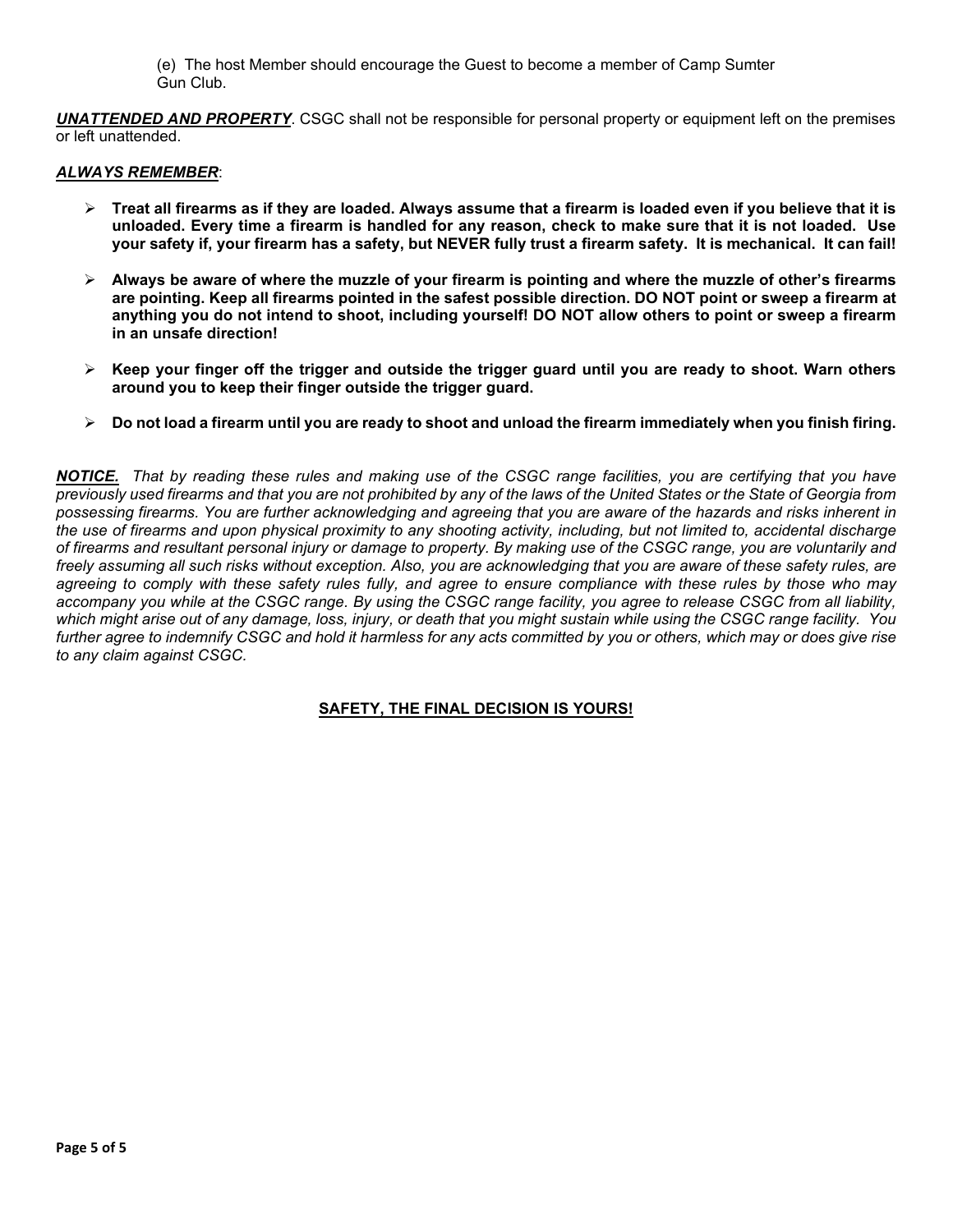(e) The host Member should encourage the Guest to become a member of Camp Sumter Gun Club.

***UNATTENDED AND PROPERTY***. CSGC shall not be responsible for personal property or equipment left on the premises or left unattended.

***ALWAYS REMEMBER***:

- **Treat all firearms as if they are loaded. Always assume that a firearm is loaded even if you believe that it is unloaded. Every time a firearm is handled for any reason, check to make sure that it is not loaded. Use your safety if, your firearm has a safety, but NEVER fully trust a firearm safety. It is mechanical. It can fail!**
- **Always be aware of where the muzzle of your firearm is pointing and where the muzzle of other's firearms are pointing. Keep all firearms pointed in the safest possible direction. DO NOT point or sweep a firearm at anything you do not intend to shoot, including yourself! DO NOT allow others to point or sweep a firearm in an unsafe direction!**
- **Keep your finger off the trigger and outside the trigger guard until you are ready to shoot. Warn others around you to keep their finger outside the trigger guard.**
- **Do not load a firearm until you are ready to shoot and unload the firearm immediately when you finish firing.**

***NOTICE.*** *That by reading these rules and making use of the CSGC range facilities, you are certifying that you have previously used firearms and that you are not prohibited by any of the laws of the United States or the State of Georgia from possessing firearms. You are further acknowledging and agreeing that you are aware of the hazards and risks inherent in the use of firearms and upon physical proximity to any shooting activity, including, but not limited to, accidental discharge of firearms and resultant personal injury or damage to property. By making use of the CSGC range, you are voluntarily and freely assuming all such risks without exception. Also, you are acknowledging that you are aware of these safety rules, are agreeing to comply with these safety rules fully, and agree to ensure compliance with these rules by those who may accompany you while at the CSGC range. By using the CSGC range facility, you agree to release CSGC from all liability, which might arise out of any damage, loss, injury, or death that you might sustain while using the CSGC range facility. You further agree to indemnify CSGC and hold it harmless for any acts committed by you or others, which may or does give rise to any claim against CSGC.*

**SAFETY, THE FINAL DECISION IS YOURS!**